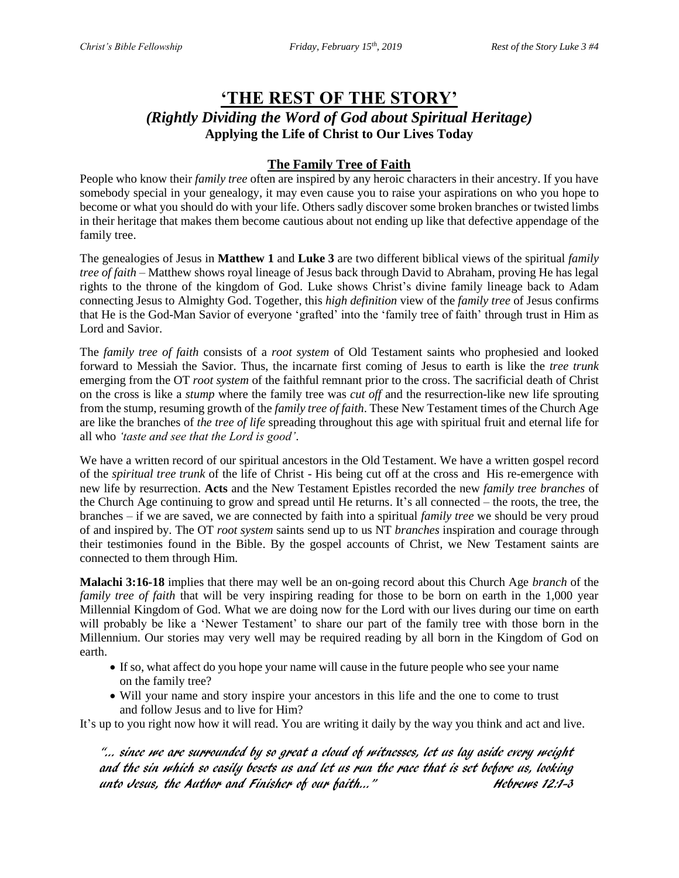# 'THE REST OF THE STORY'

## *(Rightly Dividing the Word of God about Spiritual Heritage)*

**Applying the Life of Christ to Our Lives Today**

### The Family Tree of Faith

People who know their *family tree* often are inspired by any heroic characters in their ancestry. If you have somebody special in your genealogy, it may even cause you to raise your aspirations on who you hope to become or what you should do with your life. Others sadly discover some broken branches or twisted limbs in their heritage that makes them become cautious about not ending up like that defective appendage of the family tree.

The genealogies of Jesus in **Matthew 1** and **Luke 3** are two different biblical views of the spiritual *family tree of faith* – Matthew shows royal lineage of Jesus back through David to Abraham, proving He has legal rights to the throne of the kingdom of God. Luke shows Christ's divine family lineage back to Adam connecting Jesus to Almighty God. Together, this *high definition* view of the *family tree* of Jesus confirms that He is the God-Man Savior of everyone 'grafted' into the 'family tree of faith' through trust in Him as Lord and Savior.

The *family tree of faith* consists of a *root system* of Old Testament saints who prophesied and looked forward to Messiah the Savior. Thus, the incarnate first coming of Jesus to earth is like the *tree trunk* emerging from the OT *root system* of the faithful remnant prior to the cross. The sacrificial death of Christ on the cross is like a *stump* where the family tree was *cut off* and the resurrection-like new life sprouting from the stump, resuming growth of the *family tree of faith*. These New Testament times of the Church Age are like the branches of *the tree of life* spreading throughout this age with spiritual fruit and eternal life for all who *'taste and see that the Lord is good'*.

We have a written record of our spiritual ancestors in the Old Testament. We have a written gospel record of the *spiritual tree trunk* of the life of Christ - His being cut off at the cross and His re-emergence with new life by resurrection. **Acts** and the New Testament Epistles recorded the new *family tree branches* of the Church Age continuing to grow and spread until He returns. It's all connected – the roots, the tree, the branches – if we are saved, we are connected by faith into a spiritual *family tree* we should be very proud of and inspired by. The OT *root system* saints send up to us NT *branches* inspiration and courage through their testimonies found in the Bible. By the gospel accounts of Christ, we New Testament saints are connected to them through Him.

**Malachi 3:16-18** implies that there may well be an on-going record about this Church Age *branch* of the *family tree of faith* that will be very inspiring reading for those to be born on earth in the 1,000 year Millennial Kingdom of God. What we are doing now for the Lord with our lives during our time on earth will probably be like a 'Newer Testament' to share our part of the family tree with those born in the Millennium. Our stories may very well may be required reading by all born in the Kingdom of God on earth.

- If so, what affect do you hope your name will cause in the future people who see your name on the family tree?
- Will your name and story inspire your ancestors in this life and the one to come to trust and follow Jesus and to live for Him?

It's up to you right now how it will read. You are writing it daily by the way you think and act and live.

*"… since we are surrounded by so great a cloud of witnesses, let us lay aside every weight and the sin which so easily besets us and let us run the race that is set before us, looking unto Jesus, the Author and Finisher of our faith…"* *Hebrews 12:1-3*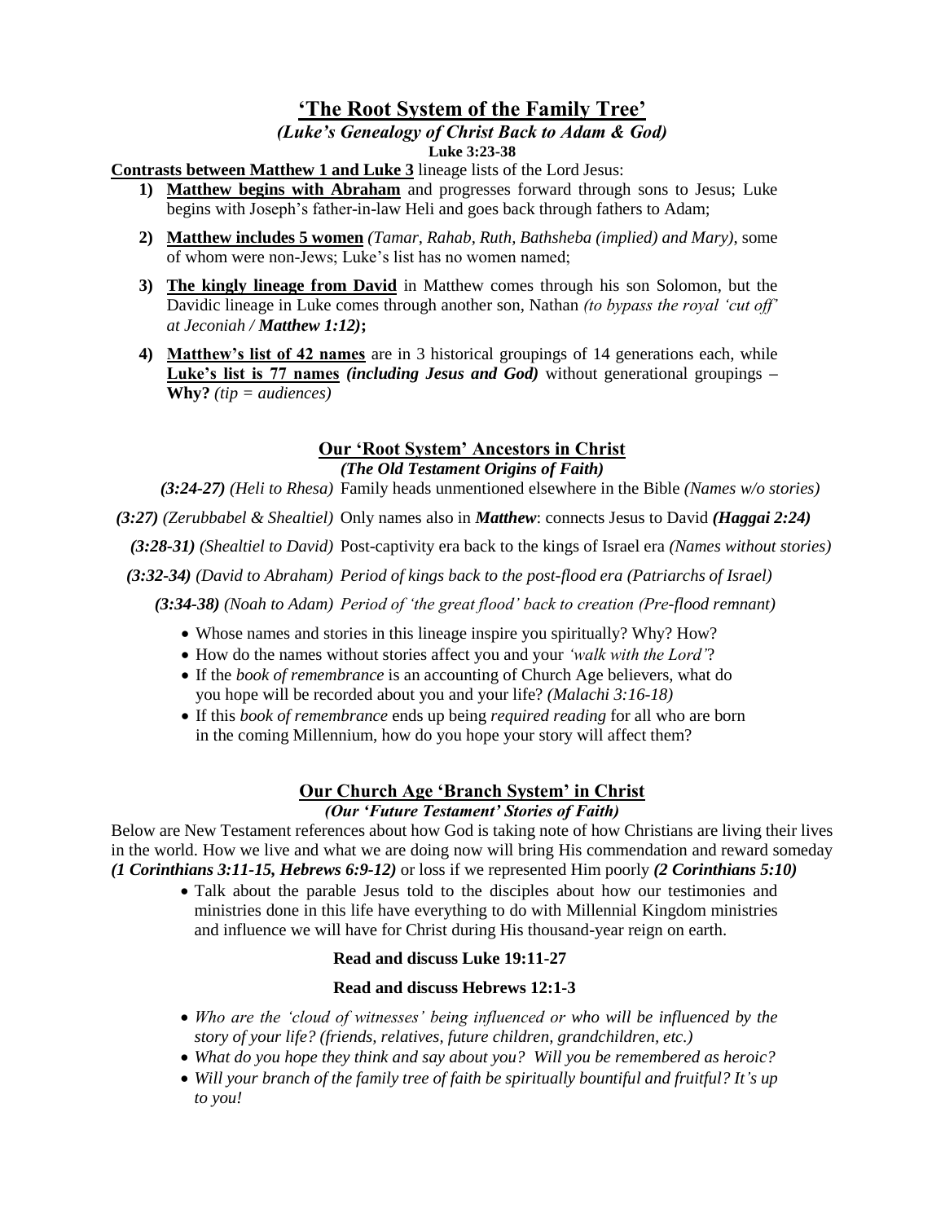# 'The Root System of the Family Tree'

***(Luke's Genealogy of Christ Back to Adam & God)***

**Luke 3:23-38**

**Contrasts between Matthew 1 and Luke 3** lineage lists of the Lord Jesus:

1) **Matthew begins with Abraham** and progresses forward through sons to Jesus; Luke begins with Joseph's father-in-law Heli and goes back through fathers to Adam;

2) **Matthew includes 5 women** *(Tamar, Rahab, Ruth, Bathsheba (implied) and Mary)*, some of whom were non-Jews; Luke's list has no women named;

3) **The kingly lineage from David** in Matthew comes through his son Solomon, but the Davidic lineage in Luke comes through another son, Nathan *(to bypass the royal 'cut off' at Jeconiah / **Matthew 1:12**)***;**

4) **Matthew's list of 42 names** are in 3 historical groupings of 14 generations each, while **Luke's list is 77 names** ***(including Jesus and God)*** without generational groupings **– Why?** *(tip = audiences)*

## Our 'Root System' Ancestors in Christ

***(The Old Testament Origins of Faith)***

***(3:24-27)*** *(Heli to Rhesa)* Family heads unmentioned elsewhere in the Bible *(Names w/o stories)*

***(3:27)*** *(Zerubbabel & Shealtiel)* Only names also in ***Matthew***: connects Jesus to David ***(Haggai 2:24)***

***(3:28-31)*** *(Shealtiel to David)* Post-captivity era back to the kings of Israel era *(Names without stories)*

***(3:32-34)*** *(David to Abraham) Period of kings back to the post-flood era (Patriarchs of Israel)*

***(3:34-38)*** *(Noah to Adam) Period of 'the great flood' back to creation (Pre-flood remnant)*

- Whose names and stories in this lineage inspire you spiritually? Why? How?
- How do the names without stories affect you and your *'walk with the Lord'*?
- If the *book of remembrance* is an accounting of Church Age believers, what do you hope will be recorded about you and your life? *(Malachi 3:16-18)*
- If this *book of remembrance* ends up being *required reading* for all who are born in the coming Millennium, how do you hope your story will affect them?

## Our Church Age 'Branch System' in Christ

***(Our 'Future Testament' Stories of Faith)***

Below are New Testament references about how God is taking note of how Christians are living their lives in the world. How we live and what we are doing now will bring His commendation and reward someday ***(1 Corinthians 3:11-15, Hebrews 6:9-12)*** or loss if we represented Him poorly ***(2 Corinthians 5:10)***

- Talk about the parable Jesus told to the disciples about how our testimonies and ministries done in this life have everything to do with Millennial Kingdom ministries and influence we will have for Christ during His thousand-year reign on earth.

**Read and discuss Luke 19:11-27**

**Read and discuss Hebrews 12:1-3**

- *Who are the 'cloud of witnesses' being influenced or who will be influenced by the story of your life? (friends, relatives, future children, grandchildren, etc.)*
- *What do you hope they think and say about you? Will you be remembered as heroic?*
- *Will your branch of the family tree of faith be spiritually bountiful and fruitful? It's up to you!*